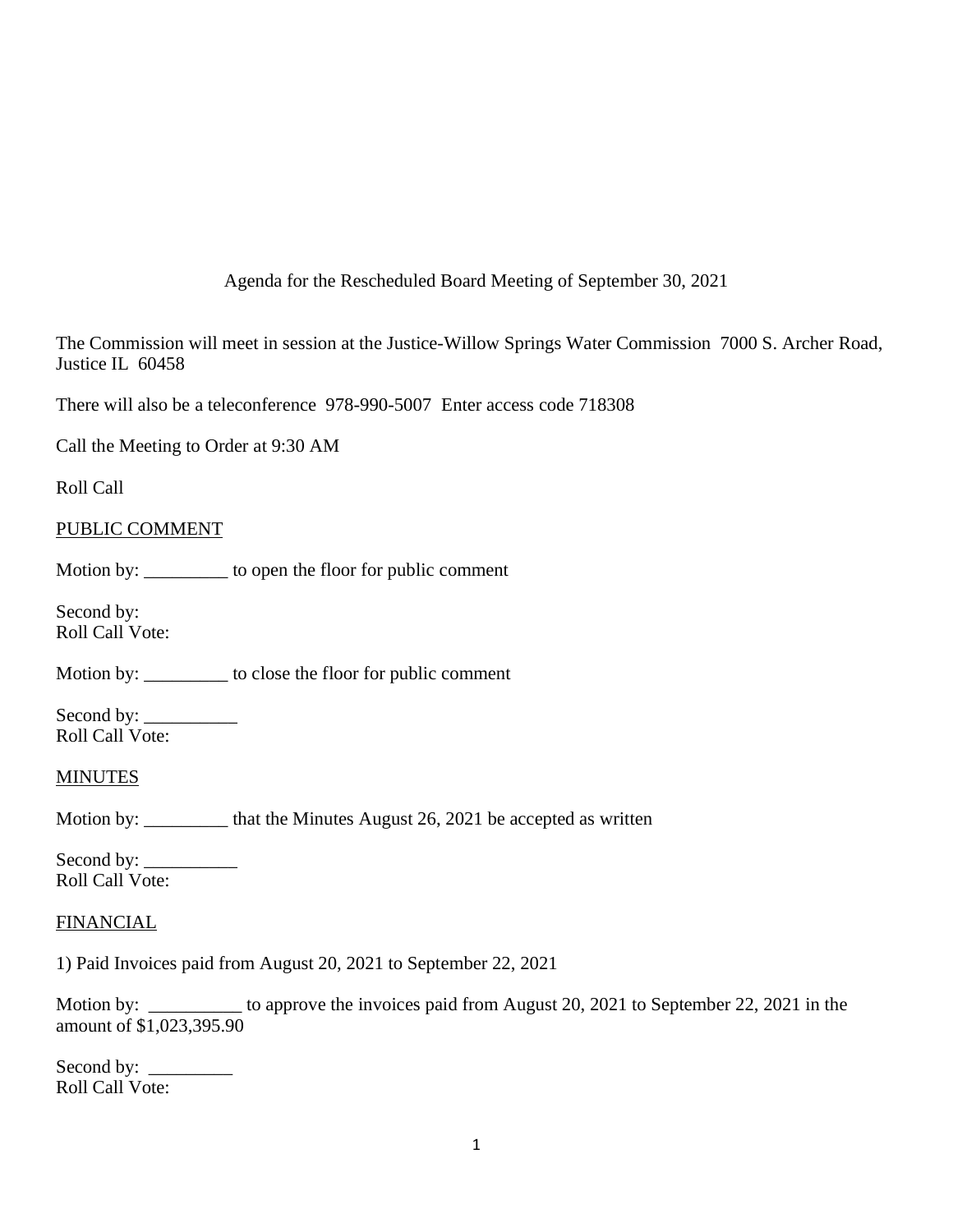Agenda for the Rescheduled Board Meeting of September 30, 2021

The Commission will meet in session at the Justice-Willow Springs Water Commission 7000 S. Archer Road, Justice IL 60458

There will also be a teleconference 978-990-5007 Enter access code 718308

Call the Meeting to Order at 9:30 AM

Roll Call

PUBLIC COMMENT

Motion by: _________ to open the floor for public comment

Second by:
Roll Call Vote:

Motion by: _________ to close the floor for public comment

Second by: __________
Roll Call Vote:

MINUTES

Motion by: _________ that the Minutes August 26, 2021 be accepted as written

Second by: __________
Roll Call Vote:

FINANCIAL

1) Paid Invoices paid from August 20, 2021 to September 22, 2021

Motion by: __________ to approve the invoices paid from August 20, 2021 to September 22, 2021 in the amount of $1,023,395.90

Second by: _________
Roll Call Vote: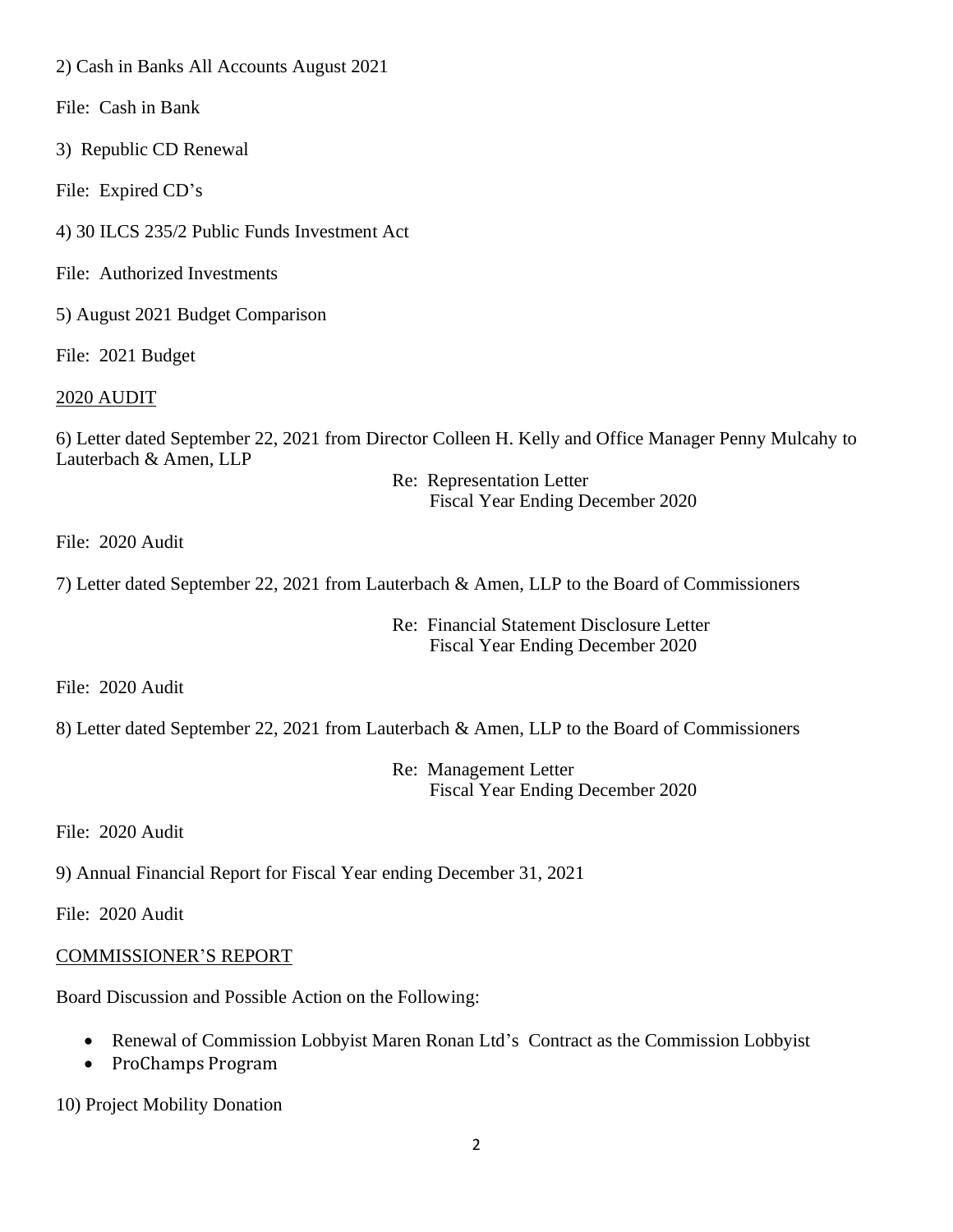2) Cash in Banks All Accounts August 2021

File: Cash in Bank

3) Republic CD Renewal

File: Expired CD's

4) 30 ILCS 235/2 Public Funds Investment Act

File: Authorized Investments

5) August 2021 Budget Comparison

File: 2021 Budget

<u>2020 AUDIT</u>

6) Letter dated September 22, 2021 from Director Colleen H. Kelly and Office Manager Penny Mulcahy to Lauterbach & Amen, LLP

Re: Representation Letter
Fiscal Year Ending December 2020

File: 2020 Audit

7) Letter dated September 22, 2021 from Lauterbach & Amen, LLP to the Board of Commissioners

Re: Financial Statement Disclosure Letter
Fiscal Year Ending December 2020

File: 2020 Audit

8) Letter dated September 22, 2021 from Lauterbach & Amen, LLP to the Board of Commissioners

Re: Management Letter
Fiscal Year Ending December 2020

File: 2020 Audit

9) Annual Financial Report for Fiscal Year ending December 31, 2021

File: 2020 Audit

<u>COMMISSIONER'S REPORT</u>

Board Discussion and Possible Action on the Following:

- Renewal of Commission Lobbyist Maren Ronan Ltd's Contract as the Commission Lobbyist
- ProChamps Program

10) Project Mobility Donation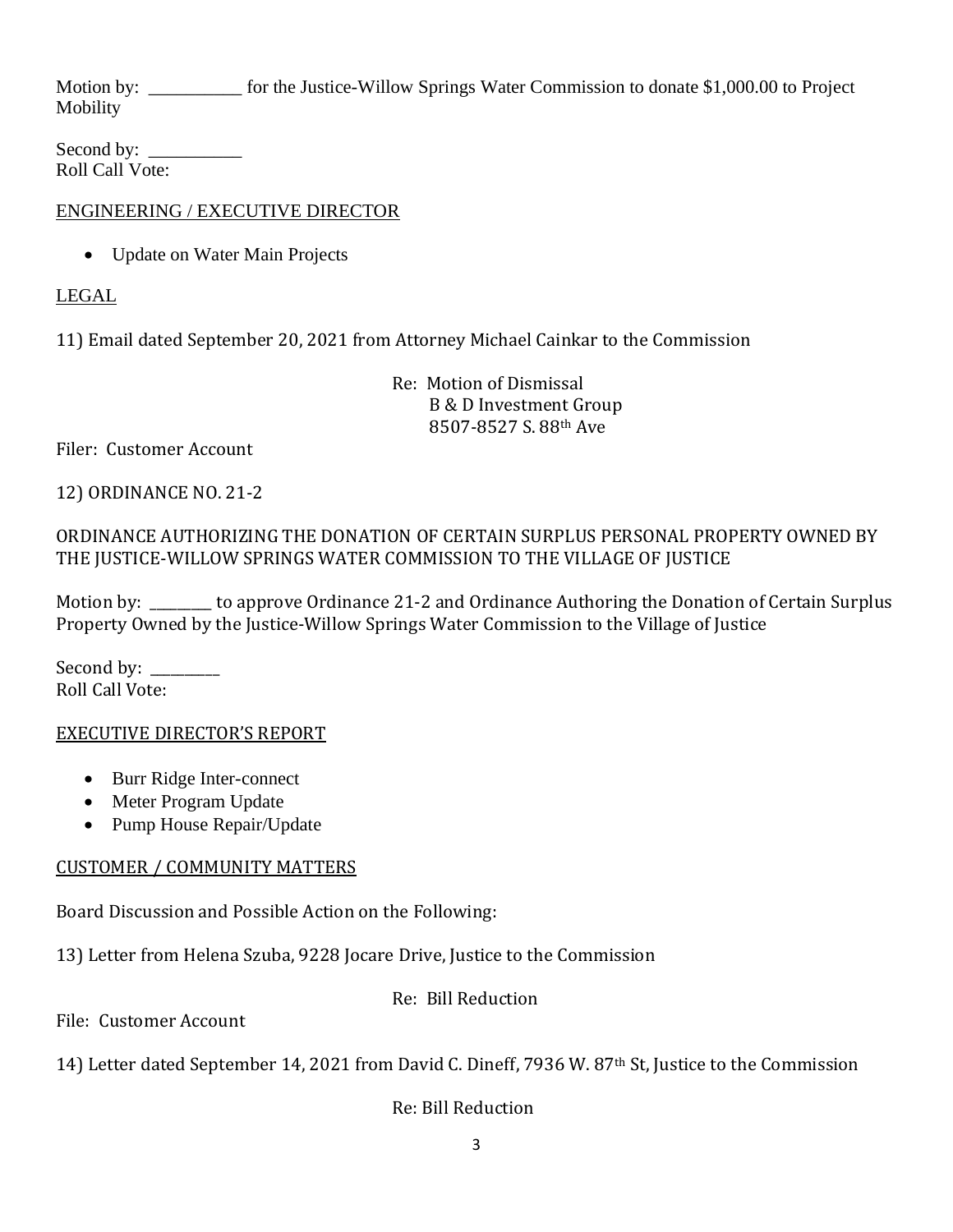Motion by: __________ for the Justice-Willow Springs Water Commission to donate $1,000.00 to Project Mobility

Second by: __________
Roll Call Vote:

ENGINEERING / EXECUTIVE DIRECTOR

- Update on Water Main Projects

LEGAL

11) Email dated September 20, 2021 from Attorney Michael Cainkar to the Commission

Re: Motion of Dismissal
B & D Investment Group
8507-8527 S. 88th Ave

Filer: Customer Account

12) ORDINANCE NO. 21-2

ORDINANCE AUTHORIZING THE DONATION OF CERTAIN SURPLUS PERSONAL PROPERTY OWNED BY THE JUSTICE-WILLOW SPRINGS WATER COMMISSION TO THE VILLAGE OF JUSTICE

Motion by: ________ to approve Ordinance 21-2 and Ordinance Authoring the Donation of Certain Surplus Property Owned by the Justice-Willow Springs Water Commission to the Village of Justice

Second by: _________
Roll Call Vote:

EXECUTIVE DIRECTOR'S REPORT

- Burr Ridge Inter-connect
- Meter Program Update
- Pump House Repair/Update

CUSTOMER / COMMUNITY MATTERS

Board Discussion and Possible Action on the Following:

13) Letter from Helena Szuba, 9228 Jocare Drive, Justice to the Commission

Re: Bill Reduction

File: Customer Account

14) Letter dated September 14, 2021 from David C. Dineff, 7936 W. 87th St, Justice to the Commission

Re: Bill Reduction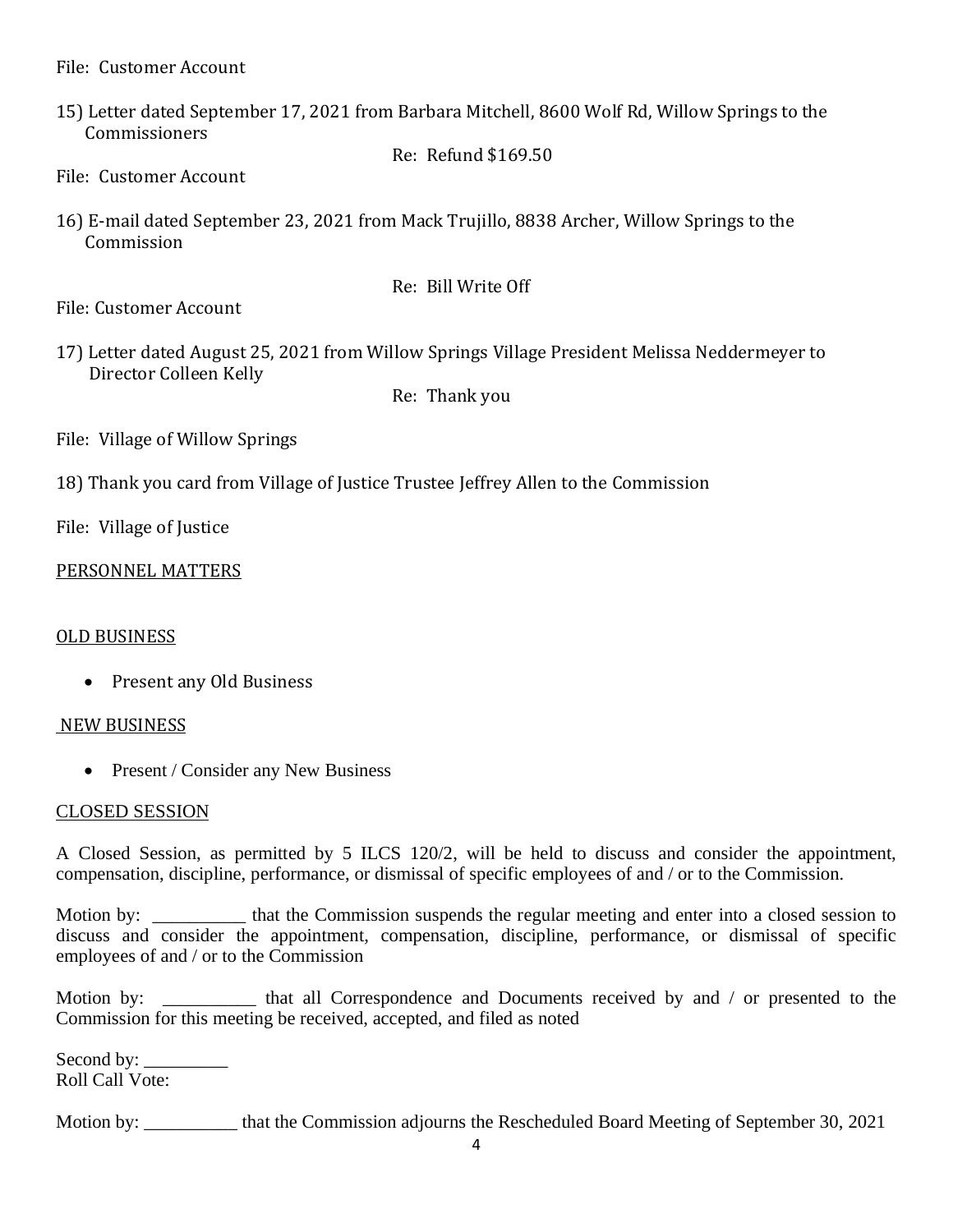File: Customer Account

15) Letter dated September 17, 2021 from Barbara Mitchell, 8600 Wolf Rd, Willow Springs to the Commissioners

Re: Refund $169.50

File: Customer Account

16) E-mail dated September 23, 2021 from Mack Trujillo, 8838 Archer, Willow Springs to the Commission

Re: Bill Write Off

File: Customer Account

17) Letter dated August 25, 2021 from Willow Springs Village President Melissa Neddermeyer to Director Colleen Kelly

Re: Thank you

File: Village of Willow Springs

18) Thank you card from Village of Justice Trustee Jeffrey Allen to the Commission

File: Village of Justice

<u>PERSONNEL MATTERS</u>

<u>OLD BUSINESS</u>

- Present any Old Business

<u>NEW BUSINESS</u>

- Present / Consider any New Business

<u>CLOSED SESSION</u>

A Closed Session, as permitted by 5 ILCS 120/2, will be held to discuss and consider the appointment, compensation, discipline, performance, or dismissal of specific employees of and / or to the Commission.

Motion by: __________ that the Commission suspends the regular meeting and enter into a closed session to discuss and consider the appointment, compensation, discipline, performance, or dismissal of specific employees of and / or to the Commission

Motion by: __________ that all Correspondence and Documents received by and / or presented to the Commission for this meeting be received, accepted, and filed as noted

Second by: _________
Roll Call Vote:

Motion by: __________ that the Commission adjourns the Rescheduled Board Meeting of September 30, 2021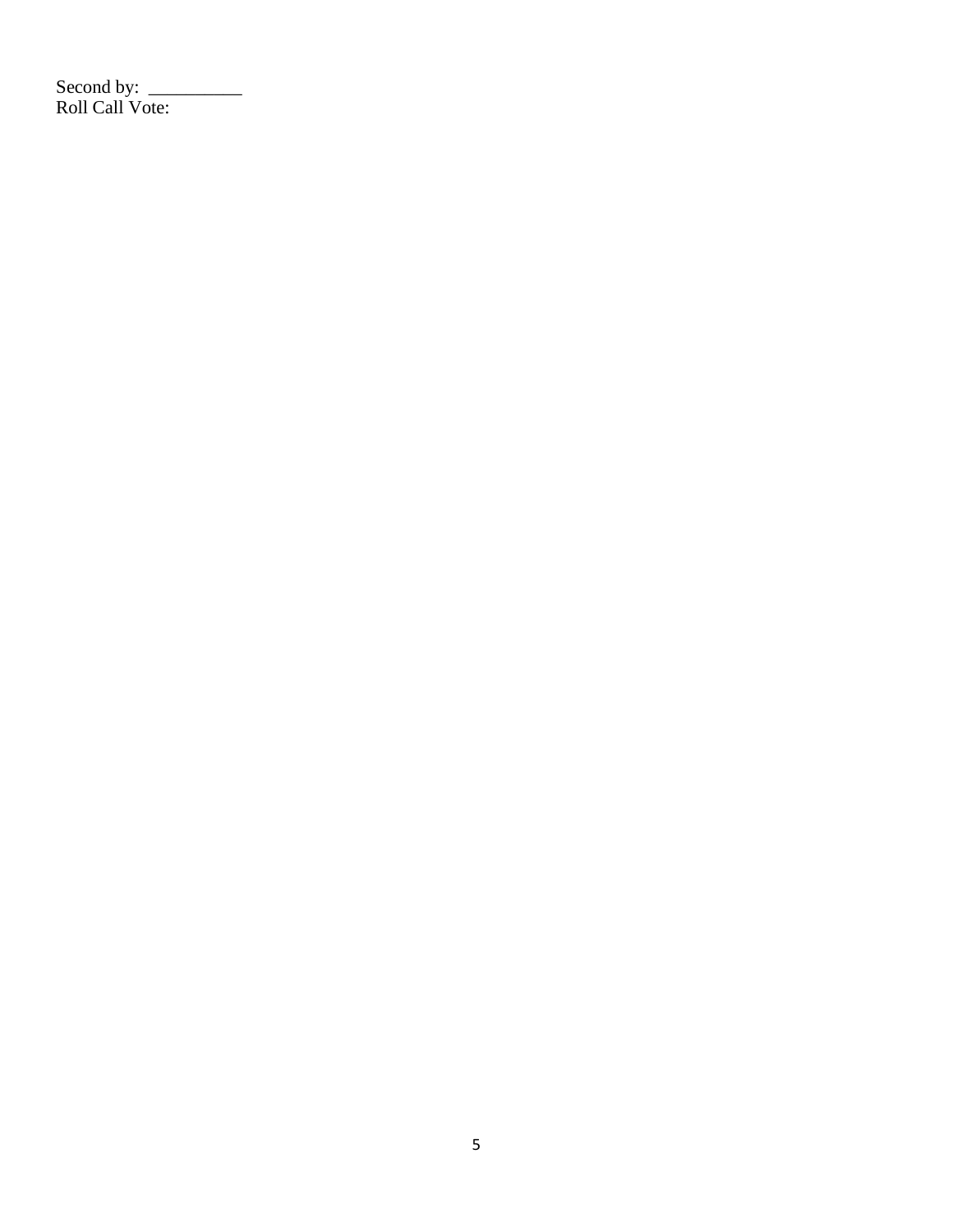Second by: __________
Roll Call Vote: